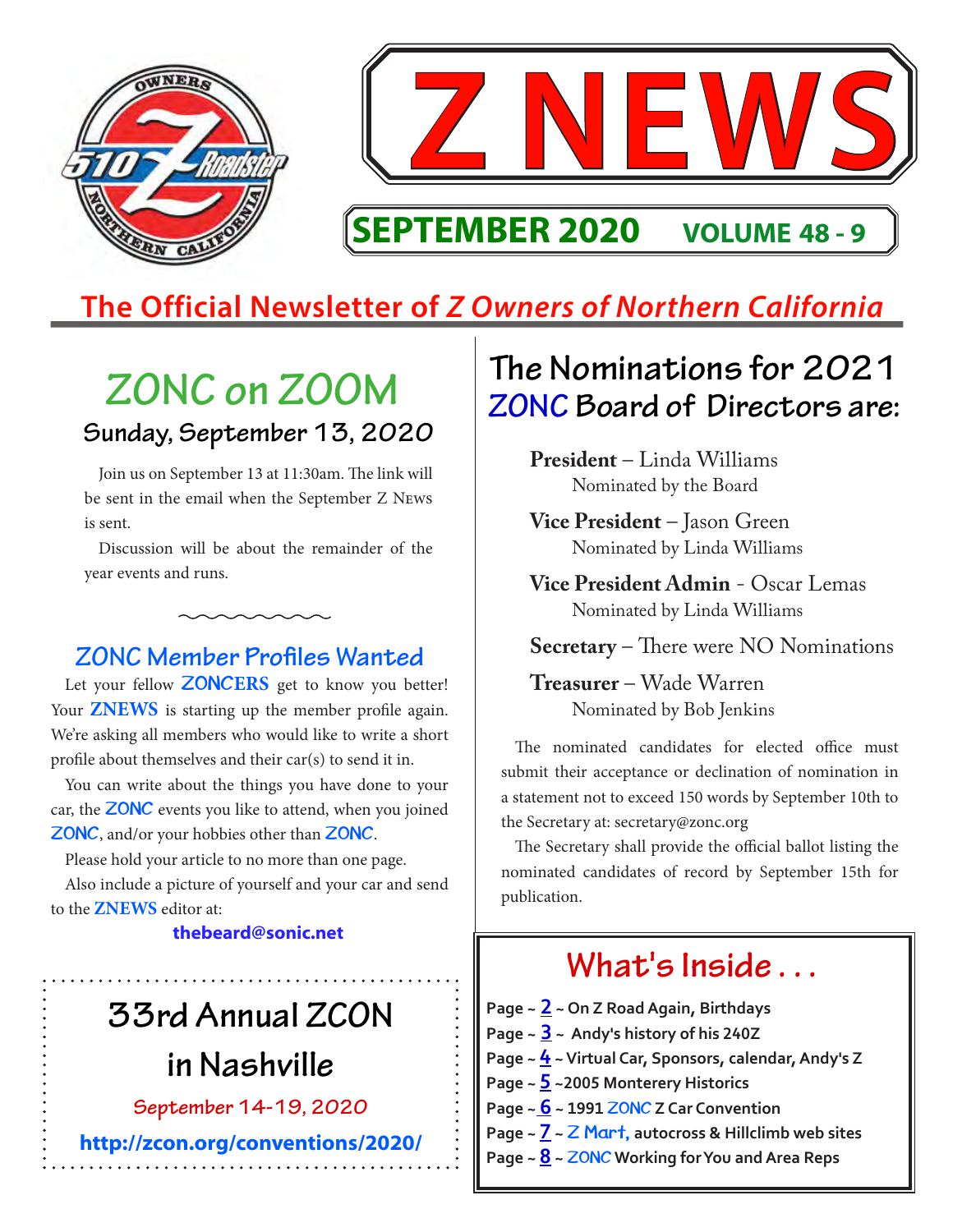# Z NEWS

**SEPTEMBER 2020** **VOLUME 48 - 9**

## The Official Newsletter of *Z Owners of Northern California*

## ZONC on ZOOM

### Sunday, September 13, 2020

Join us on September 13 at 11:30am. The link will be sent in the email when the September Z News is sent.

Discussion will be about the remainder of the year events and runs.

### ZONC Member Profiles Wanted

Let your fellow **ZONCERS** get to know you better! Your **ZNEWS** is starting up the member profile again. We're asking all members who would like to write a short profile about themselves and their car(s) to send it in.

You can write about the things you have done to your car, the **ZONC** events you like to attend, when you joined **ZONC**, and/or your hobbies other than **ZONC**.

Please hold your article to no more than one page.

Also include a picture of yourself and your car and send to the **ZNEWS** editor at:

**thebeard@sonic.net**

## 33rd Annual ZCON in Nashville

September 14-19, 2020

**http://zcon.org/conventions/2020/**

## The Nominations for 2021 ZONC Board of Directors are:

**President** – Linda Williams
Nominated by the Board

**Vice President** – Jason Green
Nominated by Linda Williams

**Vice President Admin** - Oscar Lemas
Nominated by Linda Williams

**Secretary** – There were NO Nominations

**Treasurer** – Wade Warren
Nominated by Bob Jenkins

The nominated candidates for elected office must submit their acceptance or declination of nomination in a statement not to exceed 150 words by September 10th to the Secretary at: secretary@zonc.org

The Secretary shall provide the official ballot listing the nominated candidates of record by September 15th for publication.

## What's Inside . . .

- Page ~ 2 ~ On Z Road Again, Birthdays
- Page ~ 3 ~ Andy's history of his 240Z
- Page ~ 4 ~ Virtual Car, Sponsors, calendar, Andy's Z
- Page ~ 5 ~2005 Monterery Historics
- Page ~ 6 ~ 1991 ZONC Z Car Convention
- Page ~ 7 ~ Z Mart, autocross & Hillclimb web sites
- Page ~ 8 ~ ZONC Working for You and Area Reps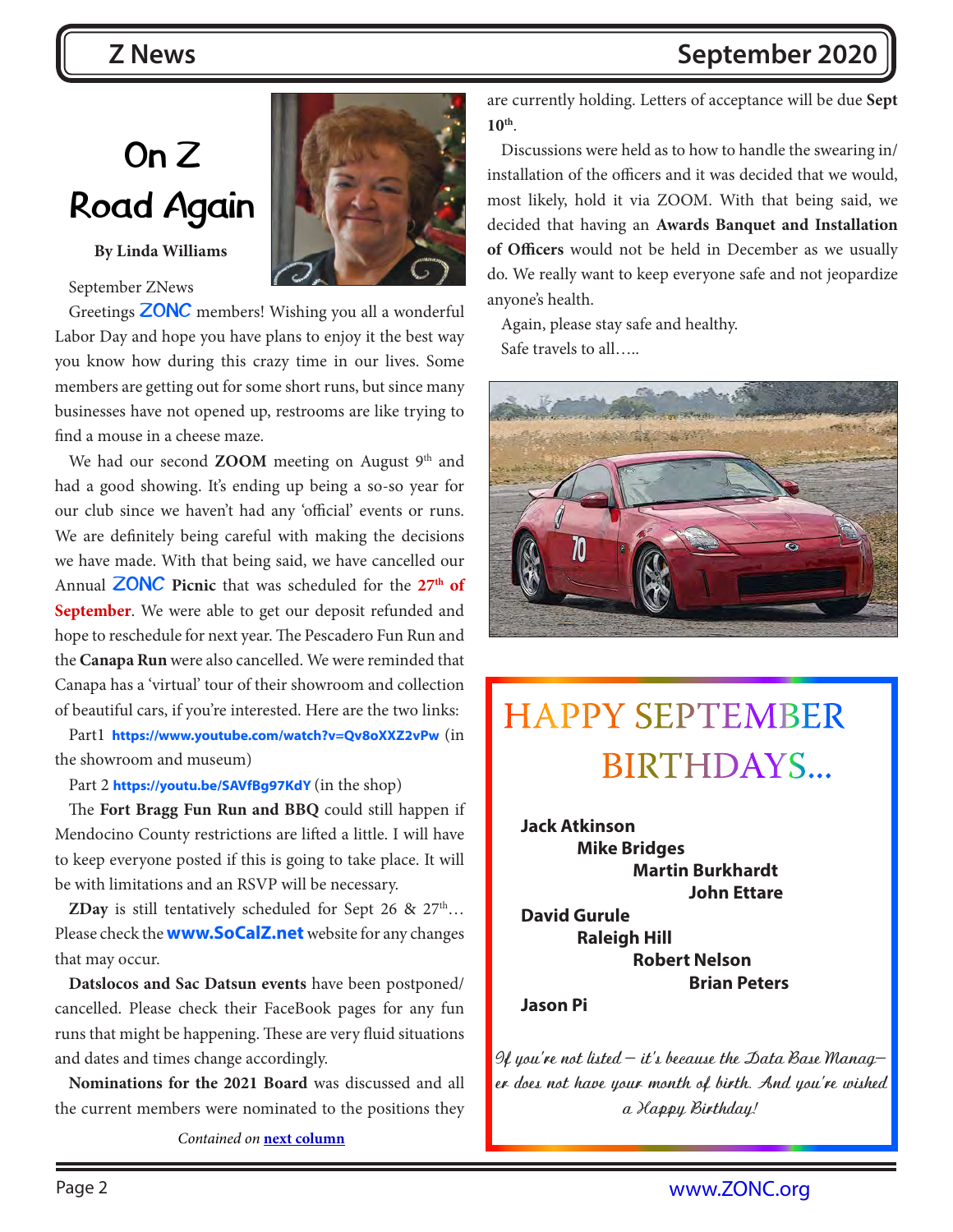# On Z Road Again

**By Linda Williams**

September ZNews

Greetings ZONC members! Wishing you all a wonderful Labor Day and hope you have plans to enjoy it the best way you know how during this crazy time in our lives. Some members are getting out for some short runs, but since many businesses have not opened up, restrooms are like trying to find a mouse in a cheese maze.

We had our second **ZOOM** meeting on August 9th and had a good showing. It's ending up being a so-so year for our club since we haven't had any 'official' events or runs. We are definitely being careful with making the decisions we have made. With that being said, we have cancelled our Annual ZONC **Picnic** that was scheduled for the **27th of September**. We were able to get our deposit refunded and hope to reschedule for next year. The Pescadero Fun Run and the **Canapa Run** were also cancelled. We were reminded that Canapa has a 'virtual' tour of their showroom and collection of beautiful cars, if you're interested. Here are the two links:

Part1 **https://www.youtube.com/watch?v=Qv8oXXZ2vPw** (in the showroom and museum)

Part 2 **https://youtu.be/SAVfBg97KdY** (in the shop)

The **Fort Bragg Fun Run and BBQ** could still happen if Mendocino County restrictions are lifted a little. I will have to keep everyone posted if this is going to take place. It will be with limitations and an RSVP will be necessary.

**ZDay** is still tentatively scheduled for Sept 26 & 27th… Please check the **www.SoCalZ.net** website for any changes that may occur.

**Datslocos and Sac Datsun events** have been postponed/cancelled. Please check their FaceBook pages for any fun runs that might be happening. These are very fluid situations and dates and times change accordingly.

**Nominations for the 2021 Board** was discussed and all the current members were nominated to the positions they are currently holding. Letters of acceptance will be due **Sept 10th**.

Discussions were held as to how to handle the swearing in/installation of the officers and it was decided that we would, most likely, hold it via ZOOM. With that being said, we decided that having an **Awards Banquet and Installation of Officers** would not be held in December as we usually do. We really want to keep everyone safe and not jeopardize anyone's health.

Again, please stay safe and healthy.

Safe travels to all…..

## HAPPY SEPTEMBER BIRTHDAYS...

**Jack Atkinson**
**Mike Bridges**
**Martin Burkhardt**
**John Ettare**
**David Gurule**
**Raleigh Hill**
**Robert Nelson**
**Brian Peters**
**Jason Pi**

*If you're not listed – it's because the Data Base Manager does not have your month of birth. And you're wished a Happy Birthday!*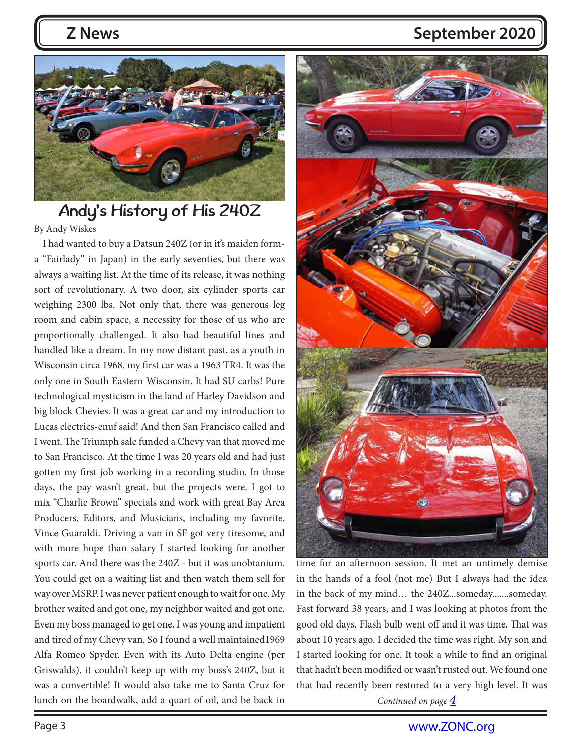# Andy's History of His 240Z

By Andy Wiskes

I had wanted to buy a Datsun 240Z (or in it's maiden form- a "Fairlady" in Japan) in the early seventies, but there was always a waiting list. At the time of its release, it was nothing sort of revolutionary. A two door, six cylinder sports car weighing 2300 lbs. Not only that, there was generous leg room and cabin space, a necessity for those of us who are proportionally challenged. It also had beautiful lines and handled like a dream. In my now distant past, as a youth in Wisconsin circa 1968, my first car was a 1963 TR4. It was the only one in South Eastern Wisconsin. It had SU carbs! Pure technological mysticism in the land of Harley Davidson and big block Chevies. It was a great car and my introduction to Lucas electrics-enuf said! And then San Francisco called and I went. The Triumph sale funded a Chevy van that moved me to San Francisco. At the time I was 20 years old and had just gotten my first job working in a recording studio. In those days, the pay wasn't great, but the projects were. I got to mix "Charlie Brown" specials and work with great Bay Area Producers, Editors, and Musicians, including my favorite, Vince Guaraldi. Driving a van in SF got very tiresome, and with more hope than salary I started looking for another sports car. And there was the 240Z - but it was unobtanium. You could get on a waiting list and then watch them sell for way over MSRP. I was never patient enough to wait for one. My brother waited and got one, my neighbor waited and got one. Even my boss managed to get one. I was young and impatient and tired of my Chevy van. So I found a well maintained1969 Alfa Romeo Spyder. Even with its Auto Delta engine (per Griswalds), it couldn't keep up with my boss's 240Z, but it was a convertible! It would also take me to Santa Cruz for lunch on the boardwalk, add a quart of oil, and be back in time for an afternoon session. It met an untimely demise in the hands of a fool (not me) But I always had the idea in the back of my mind… the 240Z...someday.......someday. Fast forward 38 years, and I was looking at photos from the good old days. Flash bulb went off and it was time. That was about 10 years ago. I decided the time was right. My son and I started looking for one. It took a while to find an original that hadn't been modified or wasn't rusted out. We found one that had recently been restored to a very high level. It was

*Continued on page 4*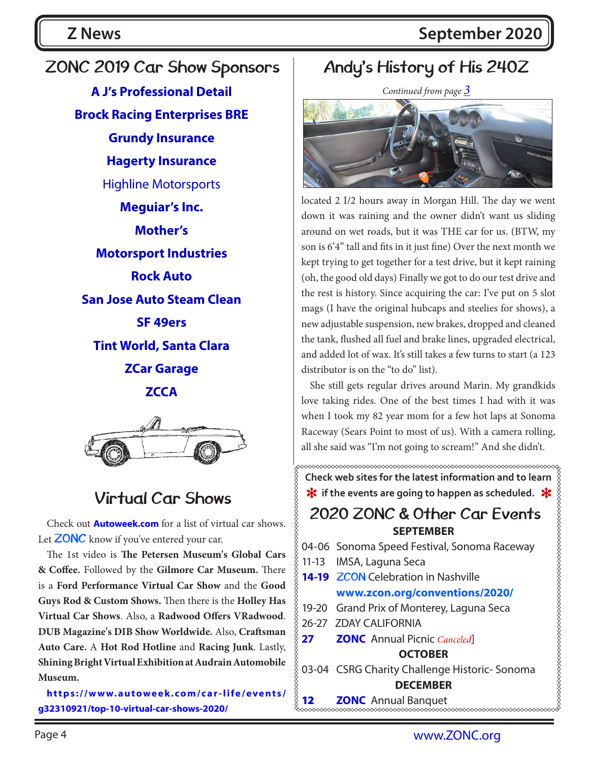## ZONC 2019 Car Show Sponsors

**A J's Professional Detail**

**Brock Racing Enterprises BRE**

**Grundy Insurance**

**Hagerty Insurance**

Highline Motorsports

**Meguiar's Inc.**

**Mother's**

**Motorsport Industries**

**Rock Auto**

**San Jose Auto Steam Clean**

**SF 49ers**

**Tint World, Santa Clara**

**ZCar Garage**

**ZCCA**

## Virtual Car Shows

Check out **Autoweek.com** for a list of virtual car shows. Let **ZONC** know if you've entered your car.

The 1st video is **The Petersen Museum's Global Cars & Coffee.** Followed by the **Gilmore Car Museum.** There is a **Ford Performance Virtual Car Show** and the **Good Guys Rod & Custom Shows.** Then there is the **Holley Has Virtual Car Shows**. Also, a **Radwood Offers VRadwood**. **DUB Magazine's DIB Show Worldwide.** Also, **Craftsman Auto Care.** A **Hot Rod Hotline** and **Racing Junk**. Lastly, **Shining Bright Virtual Exhibition at Audrain Automobile Museum.**

**https://www.autoweek.com/car-life/events/g32310921/top-10-virtual-car-shows-2020/**

## Andy's History of His 240Z

*Continued from page 3*

located 2 1/2 hours away in Morgan Hill. The day we went down it was raining and the owner didn't want us sliding around on wet roads, but it was THE car for us. (BTW, my son is 6'4" tall and fits in it just fine) Over the next month we kept trying to get together for a test drive, but it kept raining (oh, the good old days) Finally we got to do our test drive and the rest is history. Since acquiring the car: I've put on 5 slot mags (I have the original hubcaps and steelies for shows), a new adjustable suspension, new brakes, dropped and cleaned the tank, flushed all fuel and brake lines, upgraded electrical, and added lot of wax. It's still takes a few turns to start (a 123 distributor is on the "to do" list).

She still gets regular drives around Marin. My grandkids love taking rides. One of the best times I had with it was when I took my 82 year mom for a few hot laps at Sonoma Raceway (Sears Point to most of us). With a camera rolling, all she said was "I'm not going to scream!" And she didn't.

**Check web sites for the latest information and to learn ✻ if the events are going to happen as scheduled. ✻**

## 2020 ZONC & Other Car Events

**SEPTEMBER**

04-06 Sonoma Speed Festival, Sonoma Raceway

11-13 IMSA, Laguna Seca

**14-19** ZCON Celebration in Nashville
**www.zcon.org/conventions/2020/**

19-20 Grand Prix of Monterey, Laguna Seca

26-27 ZDAY CALIFORNIA

**27** **ZONC** Annual Picnic *Canceled*]

**OCTOBER**

03-04 CSRG Charity Challenge Historic- Sonoma

**DECEMBER**

**12** **ZONC** Annual Banquet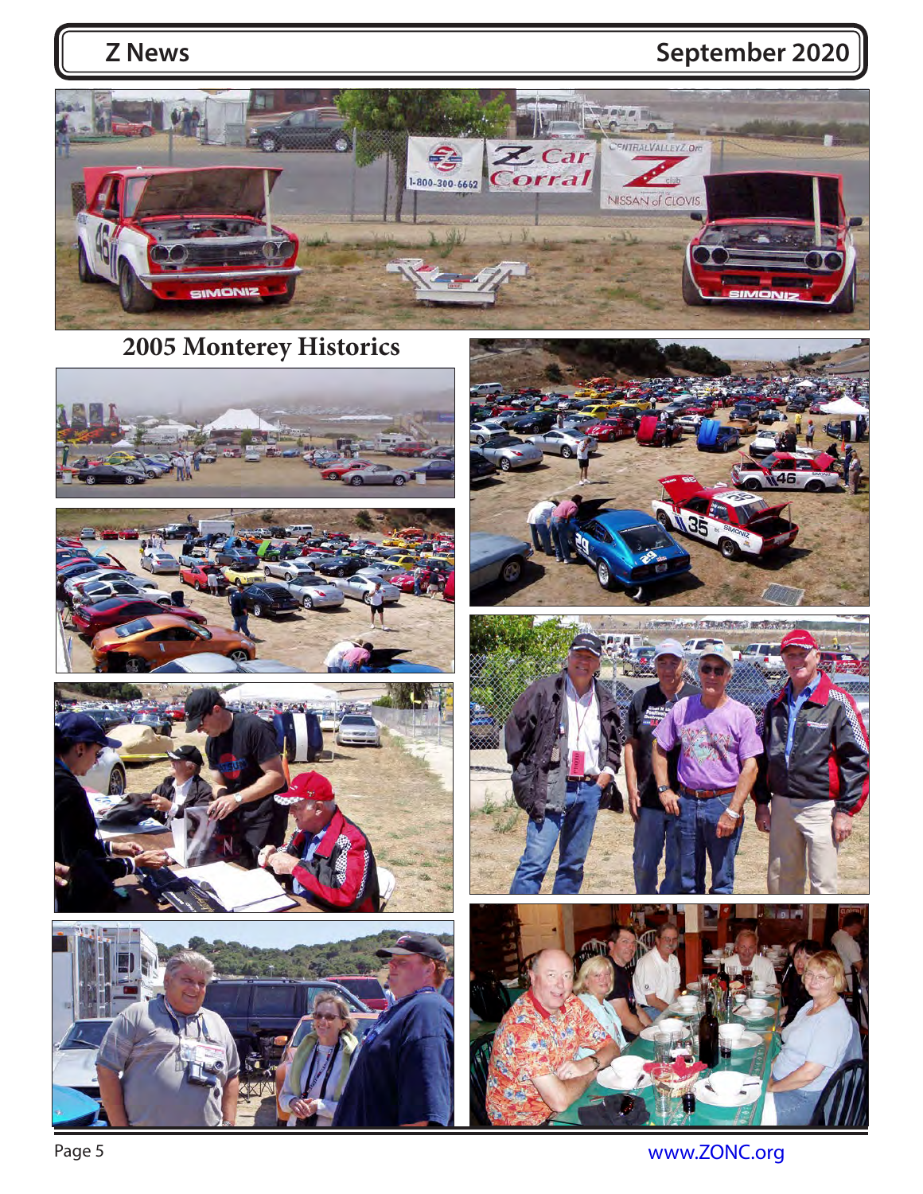## 2005 Monterey Historics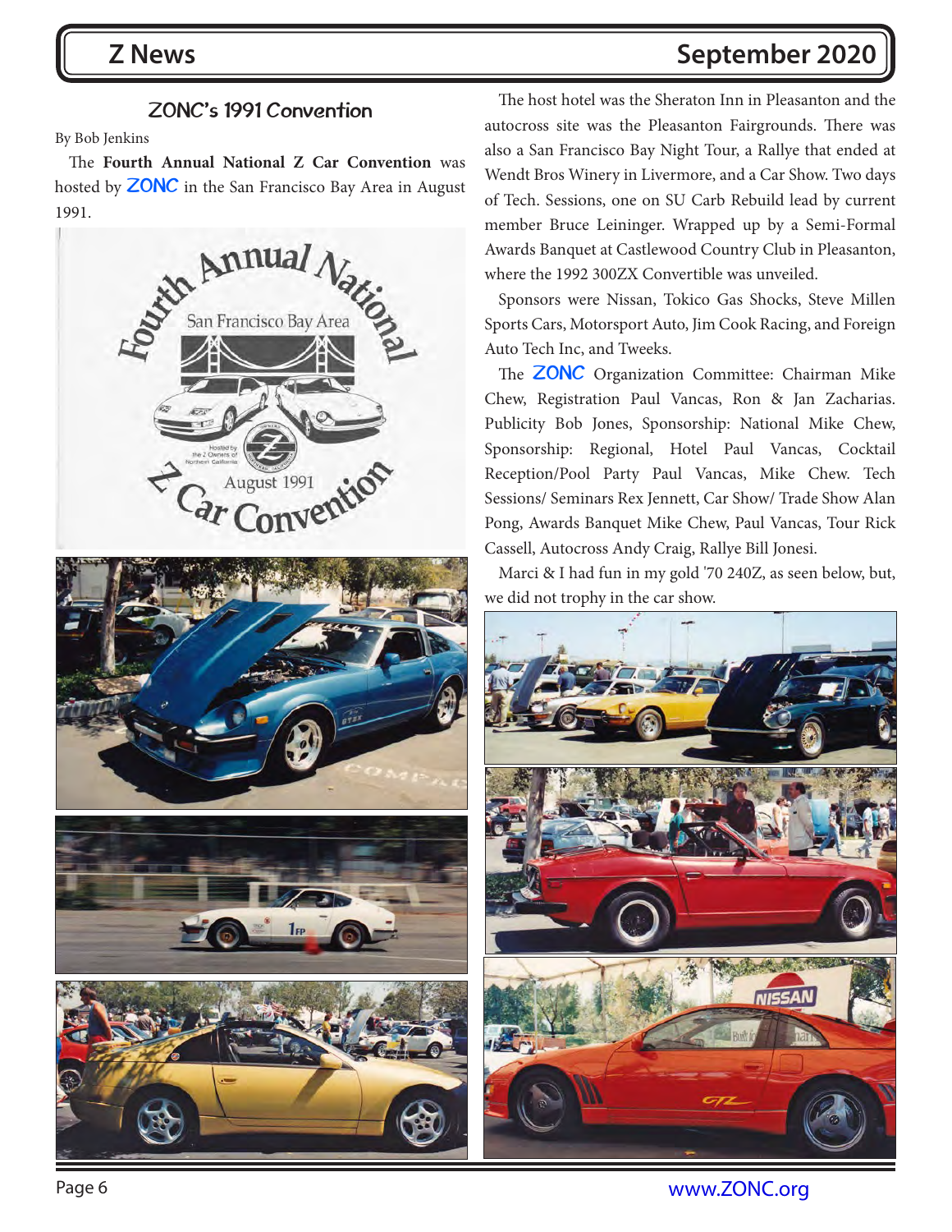## ZONC's 1991 Convention

By Bob Jenkins

The **Fourth Annual National Z Car Convention** was hosted by ZONC in the San Francisco Bay Area in August 1991.

The host hotel was the Sheraton Inn in Pleasanton and the autocross site was the Pleasanton Fairgrounds. There was also a San Francisco Bay Night Tour, a Rallye that ended at Wendt Bros Winery in Livermore, and a Car Show. Two days of Tech. Sessions, one on SU Carb Rebuild lead by current member Bruce Leininger. Wrapped up by a Semi-Formal Awards Banquet at Castlewood Country Club in Pleasanton, where the 1992 300ZX Convertible was unveiled.

Sponsors were Nissan, Tokico Gas Shocks, Steve Millen Sports Cars, Motorsport Auto, Jim Cook Racing, and Foreign Auto Tech Inc, and Tweeks.

The ZONC Organization Committee: Chairman Mike Chew, Registration Paul Vancas, Ron & Jan Zacharias. Publicity Bob Jones, Sponsorship: National Mike Chew, Sponsorship: Regional, Hotel Paul Vancas, Cocktail Reception/Pool Party Paul Vancas, Mike Chew. Tech Sessions/ Seminars Rex Jennett, Car Show/ Trade Show Alan Pong, Awards Banquet Mike Chew, Paul Vancas, Tour Rick Cassell, Autocross Andy Craig, Rallye Bill Jonesi.

Marci & I had fun in my gold '70 240Z, as seen below, but, we did not trophy in the car show.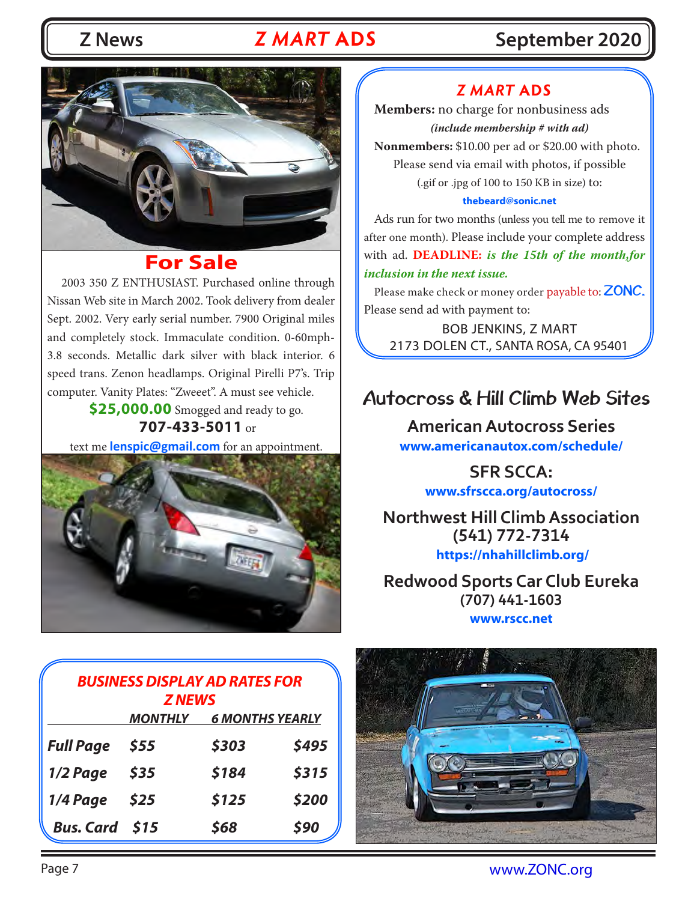## Z MART ADS

## For Sale

2003 350 Z ENTHUSIAST. Purchased online through Nissan Web site in March 2002. Took delivery from dealer Sept. 2002. Very early serial number. 7900 Original miles and completely stock. Immaculate condition. 0-60mph-3.8 seconds. Metallic dark silver with black interior. 6 speed trans. Zenon headlamps. Original Pirelli P7's. Trip computer. Vanity Plates: "Zweeet". A must see vehicle.

**$25,000.00** Smogged and ready to go.

**707-433-5011** or

text me **lenspic@gmail.com** for an appointment.

### Z MART ADS

**Members:** no charge for nonbusiness ads

***(include membership # with ad)***

**Nonmembers:** $10.00 per ad or $20.00 with photo. Please send via email with photos, if possible (.gif or .jpg of 100 to 150 KB in size) to:

**thebeard@sonic.net**

Ads run for two months (unless you tell me to remove it after one month). Please include your complete address with ad. **DEADLINE:** ***is the 15th of the month,for inclusion in the next issue.***

Please make check or money order payable to: **ZONC.** Please send ad with payment to:

BOB JENKINS, Z MART
2173 DOLEN CT., SANTA ROSA, CA 95401

## Autocross & Hill Climb Web Sites

**American Autocross Series**
**www.americanautox.com/schedule/**

**SFR SCCA:**
**www.sfrscca.org/autocross/**

**Northwest Hill Climb Association**
**(541) 772-7314**
**https://nhahillclimb.org/**

**Redwood Sports Car Club Eureka**
**(707) 441-1603**
**www.rscc.net**

### BUSINESS DISPLAY AD RATES FOR Z NEWS

| | MONTHLY | 6 MONTHS | YEARLY |
|---|---|---|---|
| **Full Page** | $55 | $303 | $495 |
| **1/2 Page** | $35 | $184 | $315 |
| **1/4 Page** | $25 | $125 | $200 |
| **Bus. Card** | $15 | $68 | $90 |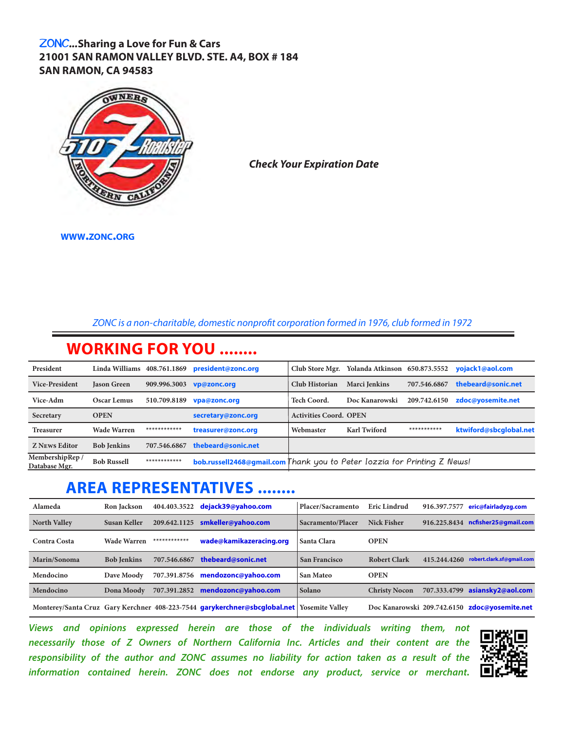**ZONC...Sharing a Love for Fun & Cars**
**21001 SAN RAMON VALLEY BLVD. STE. A4, BOX # 184**
**SAN RAMON, CA 94583**

***Check Your Expiration Date***

**WWW.ZONC.ORG**

*ZONC is a non-charitable, domestic nonprofit corporation formed in 1976, club formed in 1972*

## WORKING FOR YOU ........

| | | | | | | | |
|---|---|---|---|---|---|---|---|
| President | Linda Williams | 408.761.1869 | president@zonc.org | Club Store Mgr. | Yolanda Atkinson | 650.873.5552 | yojack1@aol.com |
| Vice-President | Jason Green | 909.996.3003 | vp@zonc.org | Club Historian | Marci Jenkins | 707.546.6867 | thebeard@sonic.net |
| Vice-Adm | Oscar Lemus | 510.709.8189 | vpa@zonc.org | Tech Coord. | Doc Kanarowski | 209.742.6150 | zdoc@yosemite.net |
| Secretary | OPEN | | secretary@zonc.org | Activities Coord. | OPEN | | |
| Treasurer | Wade Warren | ************ | treasurer@zonc.org | Webmaster | Karl Twiford | *********** | ktwiford@sbcglobal.net |
| Z News Editor | Bob Jenkins | 707.546.6867 | thebeard@sonic.net | | | | |
| MembershipRep / Database Mgr. | Bob Russell | ************ | bob.russell2468@gmail.com | Thank you to Peter Iozzia for Printing Z News! | | | |

## AREA REPRESENTATIVES ........

| | | | | | | | |
|---|---|---|---|---|---|---|---|
| Alameda | Ron Jackson | 404.403.3522 | dejack39@yahoo.com | Placer/Sacramento | Eric Lindrud | 916.397.7577 | eric@fairladyzg.com |
| North Valley | Susan Keller | 209.642.1125 | smkeller@yahoo.com | Sacramento/Placer | Nick Fisher | 916.225.8434 | ncfisher25@gmail.com |
| Contra Costa | Wade Warren | ************ | wade@kamikazeracing.org | Santa Clara | OPEN | | |
| Marin/Sonoma | Bob Jenkins | 707.546.6867 | thebeard@sonic.net | San Francisco | Robert Clark | 415.244.4260 | robert.clark.sf@gmail.com |
| Mendocino | Dave Moody | 707.391.8756 | mendozonc@yahoo.com | San Mateo | OPEN | | |
| Mendocino | Dona Moody | 707.391.2852 | mendozonc@yahoo.com | Solano | Christy Nocon | 707.333.4799 | asiansky2@aol.com |
| Monterey/Santa Cruz | Gary Kerchner | 408-223-7544 | garykerchner@sbcglobal.net | Yosemite Valley | Doc Kanarowski | 209.742.6150 | zdoc@yosemite.net |

*Views and opinions expressed herein are those of the individuals writing them, not necessarily those of Z Owners of Northern California Inc. Articles and their content are the responsibility of the author and ZONC assumes no liability for action taken as a result of the information contained herein. ZONC does not endorse any product, service or merchant.*